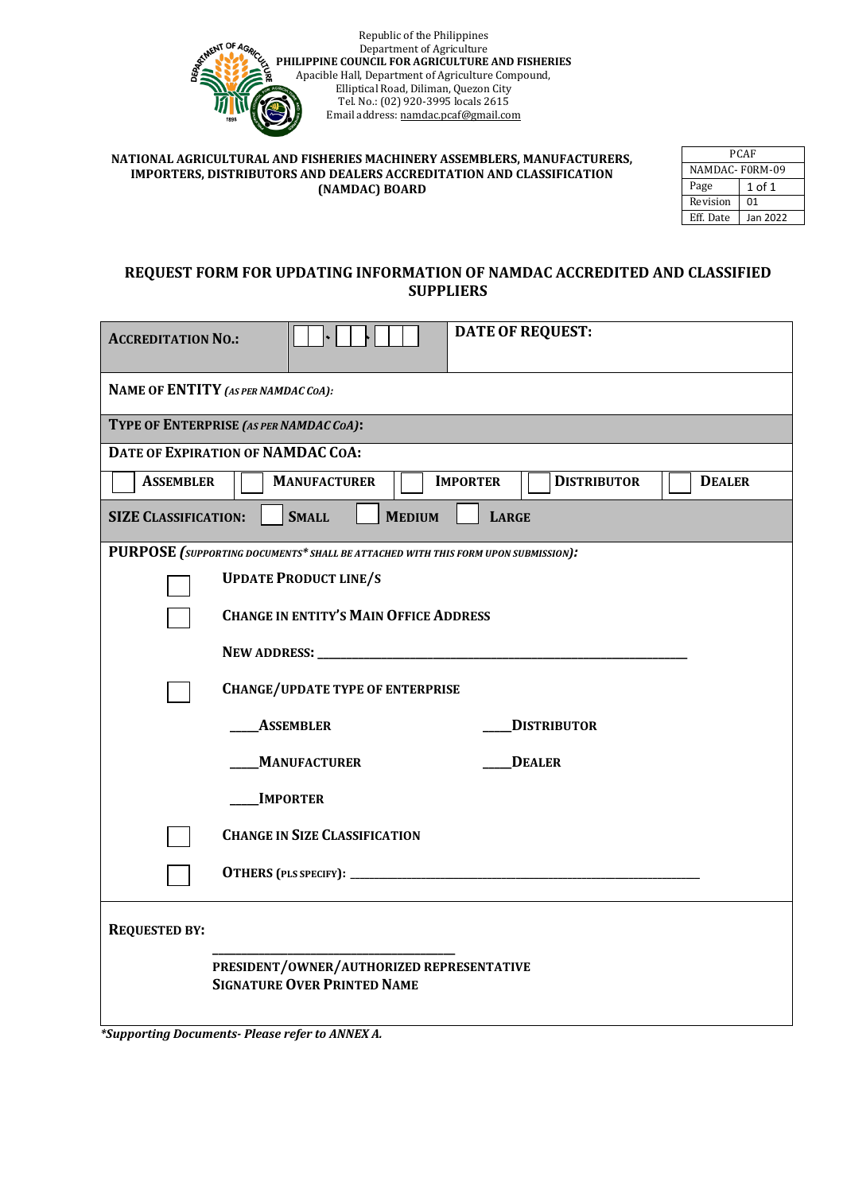Republic of the Philippines
Department of Agriculture
**PHILIPPINE COUNCIL FOR AGRICULTURE AND FISHERIES**
Apacible Hall, Department of Agriculture Compound,
Elliptical Road, Diliman, Quezon City
Tel. No.: (02) 920-3995 locals 2615
Email address: namdac.pcaf@gmail.com

**NATIONAL AGRICULTURAL AND FISHERIES MACHINERY ASSEMBLERS, MANUFACTURERS, IMPORTERS, DISTRIBUTORS AND DEALERS ACCREDITATION AND CLASSIFICATION (NAMDAC) BOARD**

| PCAF | |
|---|---|
| NAMDAC- F0RM-09 | |
| Page | 1 of 1 |
| Revision | 01 |
| Eff. Date | Jan 2022 |

## REQUEST FORM FOR UPDATING INFORMATION OF NAMDAC ACCREDITED AND CLASSIFIED SUPPLIERS

| **ACCREDITATION NO.:** | ☐☐-☐☐-☐☐☐ | **DATE OF REQUEST:** |
|---|---|---|

**NAME OF ENTITY** *(AS PER NAMDAC CoA)*:

**TYPE OF ENTERPRISE** *(AS PER NAMDAC CoA)*:

**DATE OF EXPIRATION OF NAMDAC CoA:**

| ☐ **ASSEMBLER** | ☐ **MANUFACTURER** | ☐ **IMPORTER** | ☐ **DISTRIBUTOR** | ☐ **DEALER** |
|---|---|---|---|---|

**SIZE CLASSIFICATION:** ☐ **SMALL** ☐ **MEDIUM** ☐ **LARGE**

**PURPOSE** *(SUPPORTING DOCUMENTS* SHALL BE ATTACHED WITH THIS FORM UPON SUBMISSION)*:

☐ **UPDATE PRODUCT LINE/S**

☐ **CHANGE IN ENTITY'S MAIN OFFICE ADDRESS**

**NEW ADDRESS:** ______________________________________________

☐ **CHANGE/UPDATE TYPE OF ENTERPRISE**

____**ASSEMBLER** ____**DISTRIBUTOR**

____**MANUFACTURER** ____**DEALER**

____**IMPORTER**

☐ **CHANGE IN SIZE CLASSIFICATION**

☐ **OTHERS (PLS SPECIFY):** ______________________________________________

**REQUESTED BY:**

______________________________
**PRESIDENT/OWNER/AUTHORIZED REPRESENTATIVE**
**SIGNATURE OVER PRINTED NAME**

****Supporting Documents- Please refer to ANNEX A.***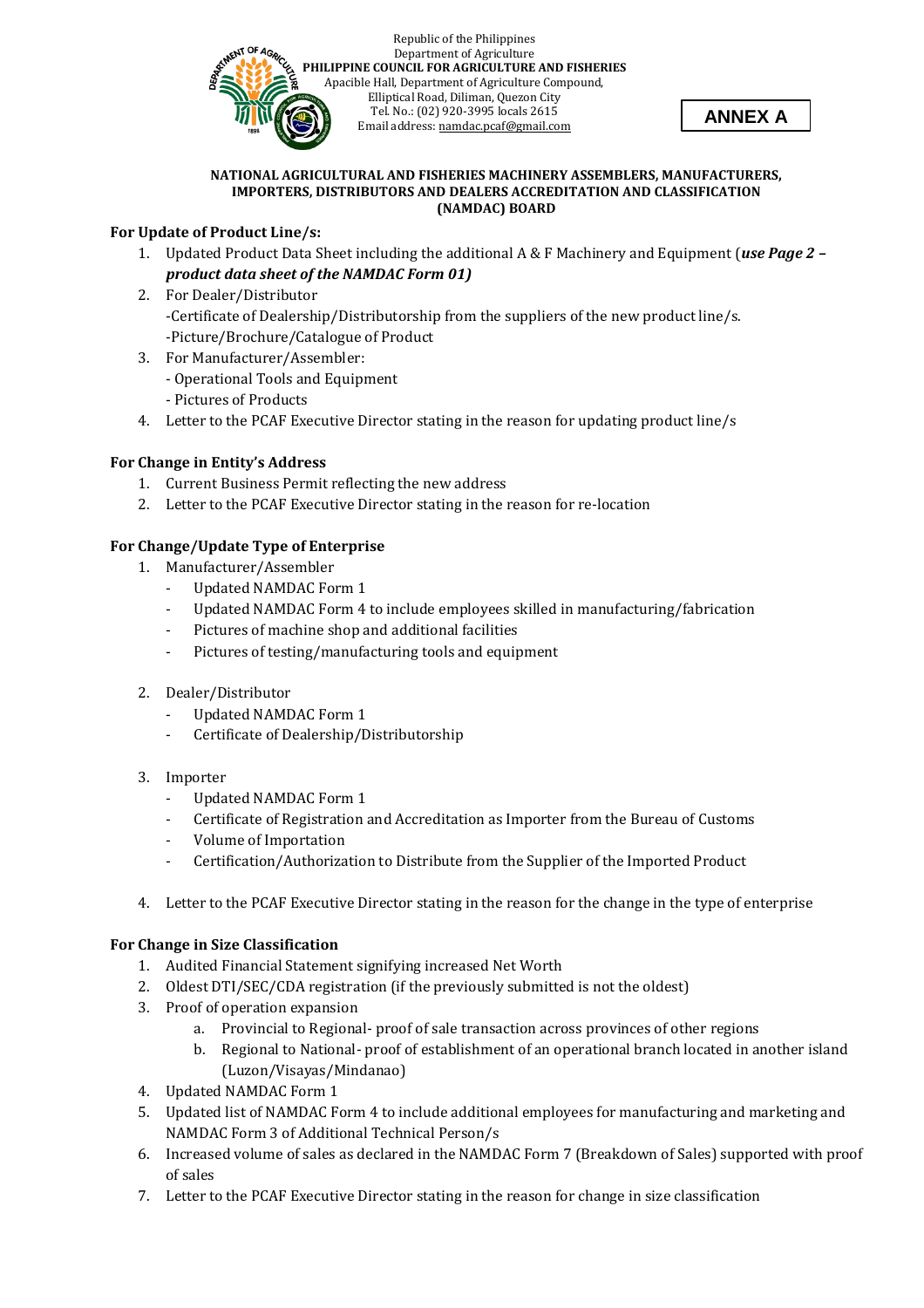Republic of the Philippines
Department of Agriculture
**PHILIPPINE COUNCIL FOR AGRICULTURE AND FISHERIES**
Apacible Hall, Department of Agriculture Compound,
Elliptical Road, Diliman, Quezon City
Tel. No.: (02) 920-3995 locals 2615
Email address: namdac.pcaf@gmail.com

**ANNEX A**

**NATIONAL AGRICULTURAL AND FISHERIES MACHINERY ASSEMBLERS, MANUFACTURERS, IMPORTERS, DISTRIBUTORS AND DEALERS ACCREDITATION AND CLASSIFICATION (NAMDAC) BOARD**

**For Update of Product Line/s:**

1. Updated Product Data Sheet including the additional A & F Machinery and Equipment (***use Page 2 – product data sheet of the NAMDAC Form 01)***
2. For Dealer/Distributor
   -Certificate of Dealership/Distributorship from the suppliers of the new product line/s.
   -Picture/Brochure/Catalogue of Product
3. For Manufacturer/Assembler:
   - Operational Tools and Equipment
   - Pictures of Products
4. Letter to the PCAF Executive Director stating in the reason for updating product line/s

**For Change in Entity's Address**

1. Current Business Permit reflecting the new address
2. Letter to the PCAF Executive Director stating in the reason for re-location

**For Change/Update Type of Enterprise**

1. Manufacturer/Assembler
   - Updated NAMDAC Form 1
   - Updated NAMDAC Form 4 to include employees skilled in manufacturing/fabrication
   - Pictures of machine shop and additional facilities
   - Pictures of testing/manufacturing tools and equipment

2. Dealer/Distributor
   - Updated NAMDAC Form 1
   - Certificate of Dealership/Distributorship

3. Importer
   - Updated NAMDAC Form 1
   - Certificate of Registration and Accreditation as Importer from the Bureau of Customs
   - Volume of Importation
   - Certification/Authorization to Distribute from the Supplier of the Imported Product

4. Letter to the PCAF Executive Director stating in the reason for the change in the type of enterprise

**For Change in Size Classification**

1. Audited Financial Statement signifying increased Net Worth
2. Oldest DTI/SEC/CDA registration (if the previously submitted is not the oldest)
3. Proof of operation expansion
   a. Provincial to Regional- proof of sale transaction across provinces of other regions
   b. Regional to National- proof of establishment of an operational branch located in another island (Luzon/Visayas/Mindanao)
4. Updated NAMDAC Form 1
5. Updated list of NAMDAC Form 4 to include additional employees for manufacturing and marketing and NAMDAC Form 3 of Additional Technical Person/s
6. Increased volume of sales as declared in the NAMDAC Form 7 (Breakdown of Sales) supported with proof of sales
7. Letter to the PCAF Executive Director stating in the reason for change in size classification